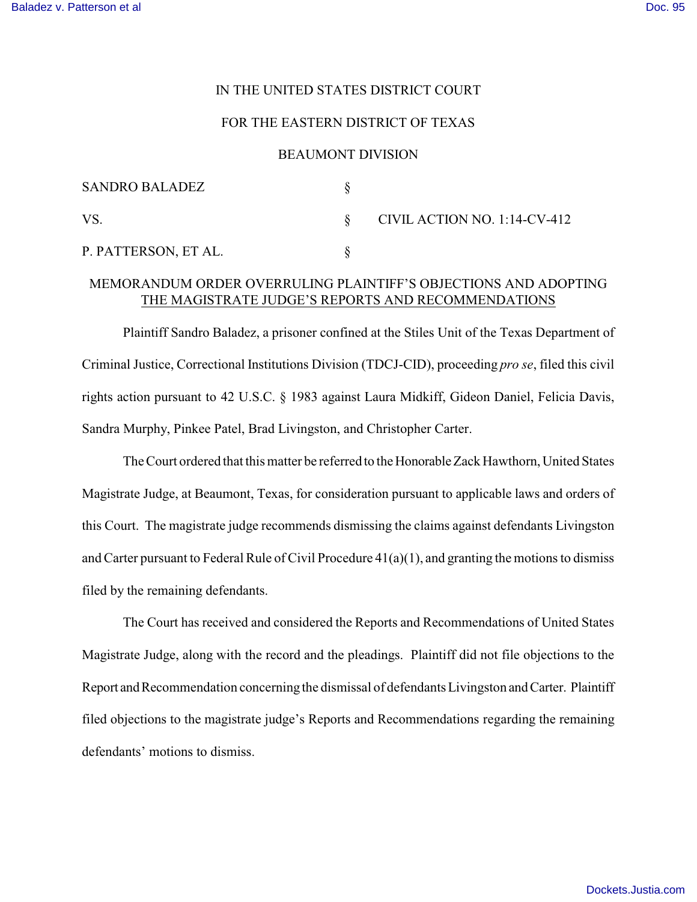IN THE UNITED STATES DISTRICT COURT

FOR THE EASTERN DISTRICT OF TEXAS

BEAUMONT DIVISION

| | | |
|---|---|---|
| SANDRO BALADEZ | § | |
| VS. | § | CIVIL ACTION NO. 1:14-CV-412 |
| P. PATTERSON, ET AL. | § | |

MEMORANDUM ORDER OVERRULING PLAINTIFF'S OBJECTIONS AND ADOPTING THE MAGISTRATE JUDGE'S REPORTS AND RECOMMENDATIONS

Plaintiff Sandro Baladez, a prisoner confined at the Stiles Unit of the Texas Department of Criminal Justice, Correctional Institutions Division (TDCJ-CID), proceeding *pro se*, filed this civil rights action pursuant to 42 U.S.C. § 1983 against Laura Midkiff, Gideon Daniel, Felicia Davis, Sandra Murphy, Pinkee Patel, Brad Livingston, and Christopher Carter.

The Court ordered that this matter be referred to the Honorable Zack Hawthorn, United States Magistrate Judge, at Beaumont, Texas, for consideration pursuant to applicable laws and orders of this Court. The magistrate judge recommends dismissing the claims against defendants Livingston and Carter pursuant to Federal Rule of Civil Procedure 41(a)(1), and granting the motions to dismiss filed by the remaining defendants.

The Court has received and considered the Reports and Recommendations of United States Magistrate Judge, along with the record and the pleadings. Plaintiff did not file objections to the Report and Recommendation concerning the dismissal of defendants Livingston and Carter. Plaintiff filed objections to the magistrate judge's Reports and Recommendations regarding the remaining defendants' motions to dismiss.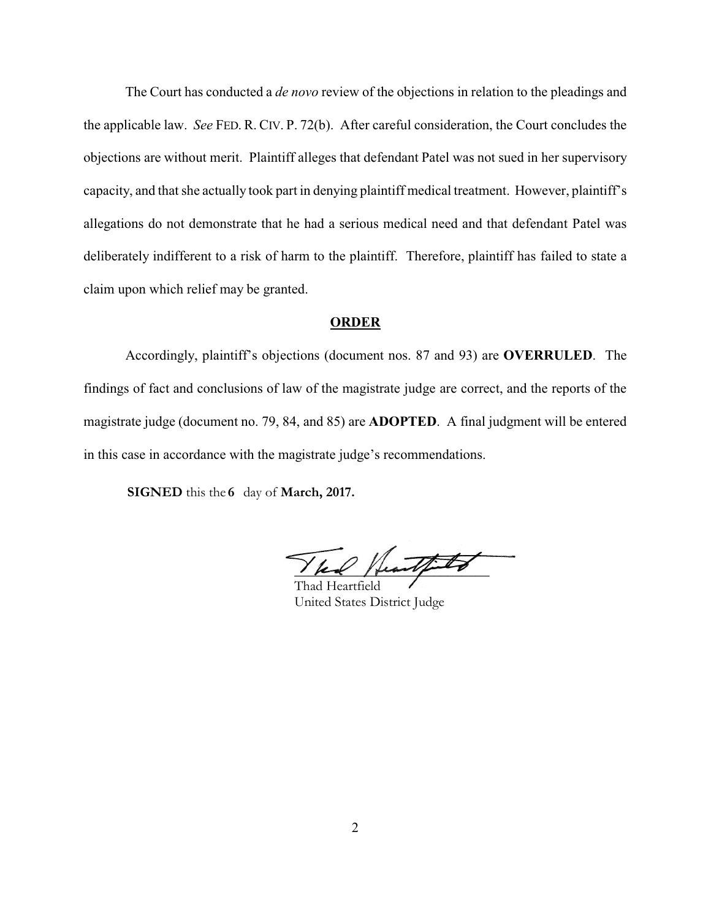The Court has conducted a *de novo* review of the objections in relation to the pleadings and the applicable law. *See* FED. R. CIV. P. 72(b). After careful consideration, the Court concludes the objections are without merit. Plaintiff alleges that defendant Patel was not sued in her supervisory capacity, and that she actually took part in denying plaintiff medical treatment. However, plaintiff's allegations do not demonstrate that he had a serious medical need and that defendant Patel was deliberately indifferent to a risk of harm to the plaintiff. Therefore, plaintiff has failed to state a claim upon which relief may be granted.

**ORDER**

Accordingly, plaintiff's objections (document nos. 87 and 93) are **OVERRULED**. The findings of fact and conclusions of law of the magistrate judge are correct, and the reports of the magistrate judge (document no. 79, 84, and 85) are **ADOPTED**. A final judgment will be entered in this case in accordance with the magistrate judge's recommendations.

**SIGNED** this the **6** day of **March, 2017.**

Thad Heartfield
United States District Judge